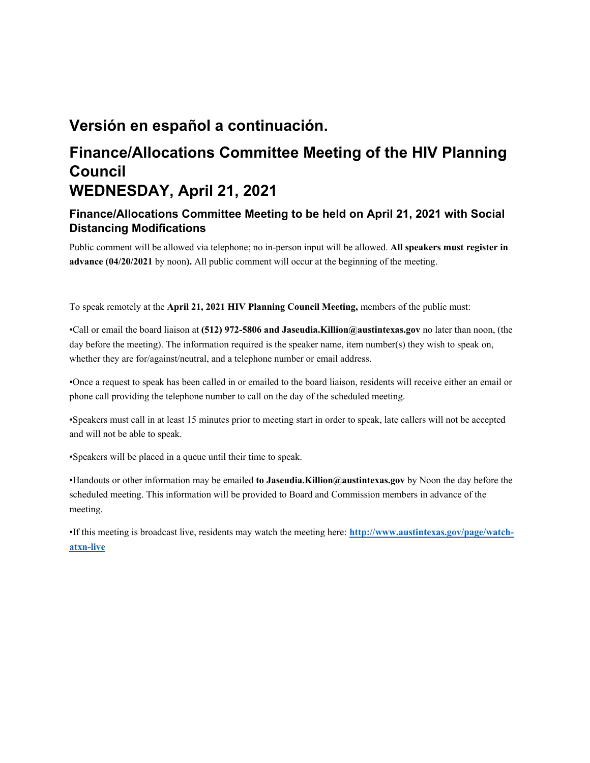## Versión en español a continuación.

## Finance/Allocations Committee Meeting of the HIV Planning Council WEDNESDAY, April 21, 2021

### Finance/Allocations Committee Meeting to be held on April 21, 2021 with Social Distancing Modifications

Public comment will be allowed via telephone; no in-person input will be allowed. **All speakers must register in advance (04/20/2021** by noon**).** All public comment will occur at the beginning of the meeting.

To speak remotely at the **April 21, 2021 HIV Planning Council Meeting,** members of the public must:

•Call or email the board liaison at **(512) 972-5806 and Jaseudia.Killion@austintexas.gov** no later than noon, (the day before the meeting). The information required is the speaker name, item number(s) they wish to speak on, whether they are for/against/neutral, and a telephone number or email address.

•Once a request to speak has been called in or emailed to the board liaison, residents will receive either an email or phone call providing the telephone number to call on the day of the scheduled meeting.

•Speakers must call in at least 15 minutes prior to meeting start in order to speak, late callers will not be accepted and will not be able to speak.

•Speakers will be placed in a queue until their time to speak.

•Handouts or other information may be emailed **to Jaseudia.Killion@austintexas.gov** by Noon the day before the scheduled meeting. This information will be provided to Board and Commission members in advance of the meeting.

•If this meeting is broadcast live, residents may watch the meeting here: **[http://www.austintexas.gov/page/watch-atxn-live](http://www.austintexas.gov/page/watch-atxn-live)**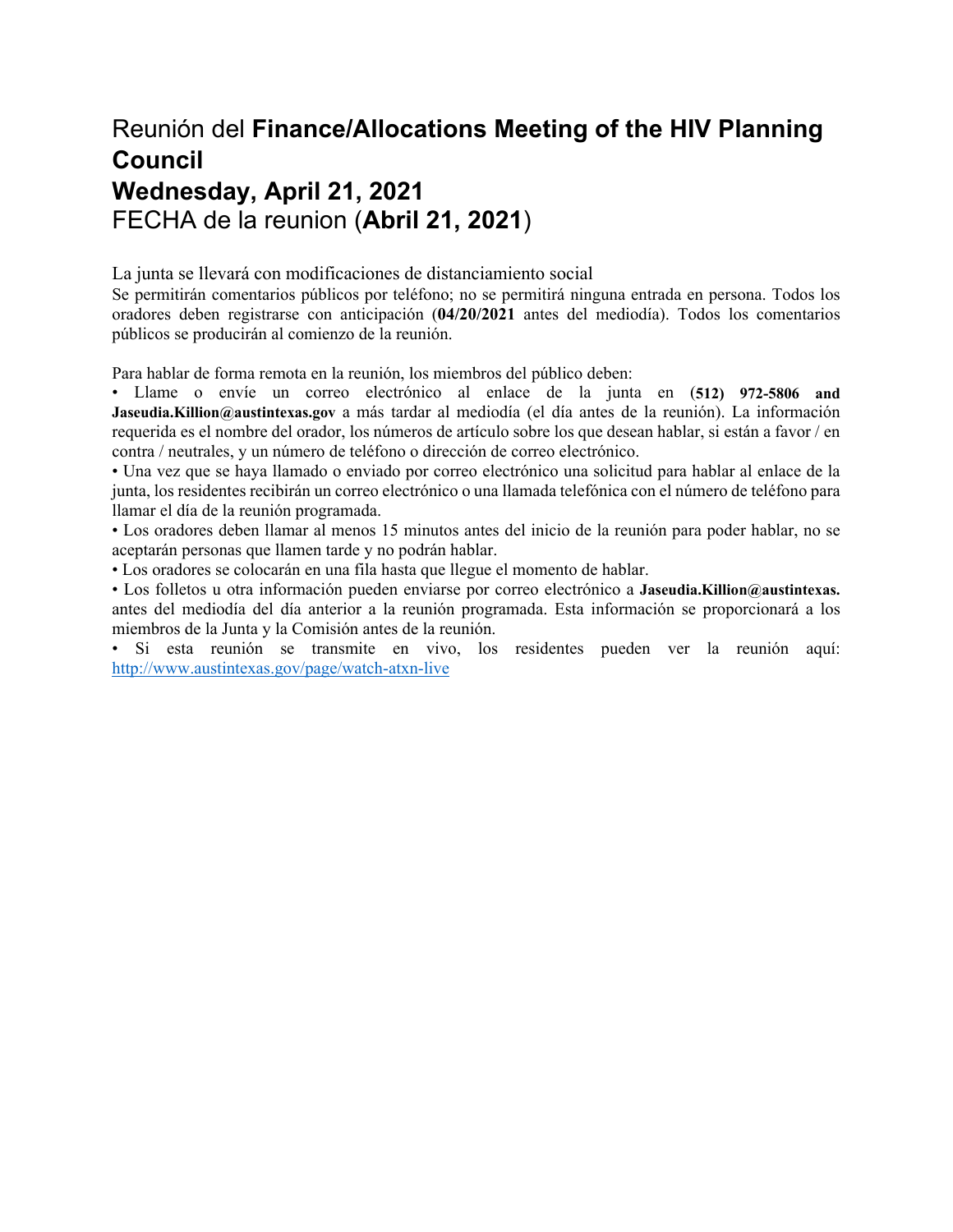# Reunión del **Finance/Allocations Meeting of the HIV Planning Council**
# **Wednesday, April 21, 2021**
# FECHA de la reunion (**Abril 21, 2021**)

La junta se llevará con modificaciones de distanciamiento social

Se permitirán comentarios públicos por teléfono; no se permitirá ninguna entrada en persona. Todos los oradores deben registrarse con anticipación (**04/20/2021** antes del mediodía). Todos los comentarios públicos se producirán al comienzo de la reunión.

Para hablar de forma remota en la reunión, los miembros del público deben:

- Llame o envíe un correo electrónico al enlace de la junta en **(512) 972-5806 and Jaseudia.Killion@austintexas.gov** a más tardar al mediodía (el día antes de la reunión). La información requerida es el nombre del orador, los números de artículo sobre los que desean hablar, si están a favor / en contra / neutrales, y un número de teléfono o dirección de correo electrónico.
- Una vez que se haya llamado o enviado por correo electrónico una solicitud para hablar al enlace de la junta, los residentes recibirán un correo electrónico o una llamada telefónica con el número de teléfono para llamar el día de la reunión programada.
- Los oradores deben llamar al menos 15 minutos antes del inicio de la reunión para poder hablar, no se aceptarán personas que llamen tarde y no podrán hablar.
- Los oradores se colocarán en una fila hasta que llegue el momento de hablar.
- Los folletos u otra información pueden enviarse por correo electrónico a **Jaseudia.Killion@austintexas.** antes del mediodía del día anterior a la reunión programada. Esta información se proporcionará a los miembros de la Junta y la Comisión antes de la reunión.
- Si esta reunión se transmite en vivo, los residentes pueden ver la reunión aquí: http://www.austintexas.gov/page/watch-atxn-live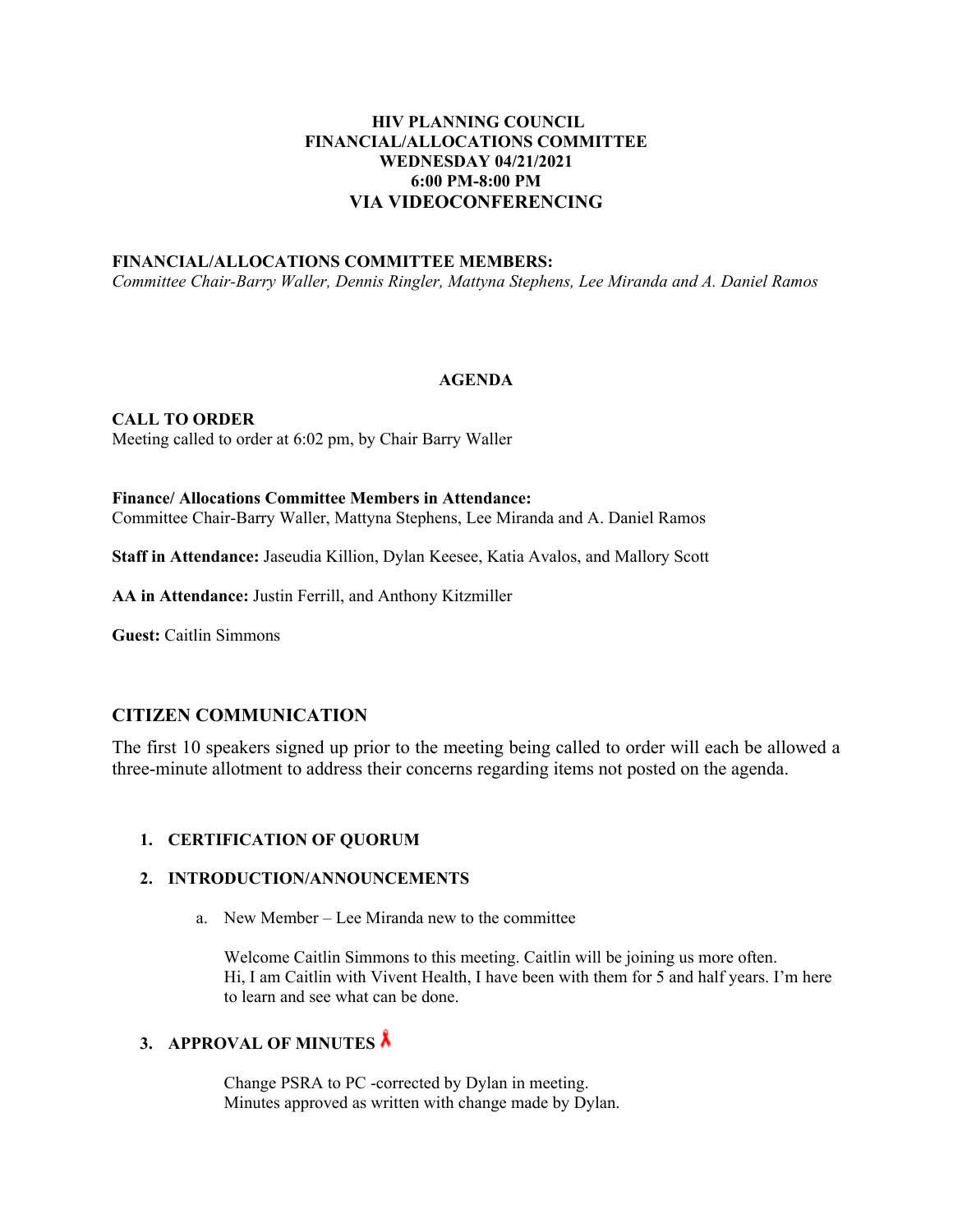**HIV PLANNING COUNCIL**
**FINANCIAL/ALLOCATIONS COMMITTEE**
**WEDNESDAY 04/21/2021**
**6:00 PM-8:00 PM**
**VIA VIDEOCONFERENCING**

**FINANCIAL/ALLOCATIONS COMMITTEE MEMBERS:**
*Committee Chair-Barry Waller, Dennis Ringler, Mattyna Stephens, Lee Miranda and A. Daniel Ramos*

**AGENDA**

**CALL TO ORDER**
Meeting called to order at 6:02 pm, by Chair Barry Waller

**Finance/ Allocations Committee Members in Attendance:**
Committee Chair-Barry Waller, Mattyna Stephens, Lee Miranda and A. Daniel Ramos

**Staff in Attendance:** Jaseudia Killion, Dylan Keesee, Katia Avalos, and Mallory Scott

**AA in Attendance:** Justin Ferrill, and Anthony Kitzmiller

**Guest:** Caitlin Simmons

## CITIZEN COMMUNICATION

The first 10 speakers signed up prior to the meeting being called to order will each be allowed a three-minute allotment to address their concerns regarding items not posted on the agenda.

1. **CERTIFICATION OF QUORUM**

2. **INTRODUCTION/ANNOUNCEMENTS**

   a. New Member – Lee Miranda new to the committee

   Welcome Caitlin Simmons to this meeting. Caitlin will be joining us more often.
   Hi, I am Caitlin with Vivent Health, I have been with them for 5 and half years. I'm here to learn and see what can be done.

3. **APPROVAL OF MINUTES**

   Change PSRA to PC -corrected by Dylan in meeting.
   Minutes approved as written with change made by Dylan.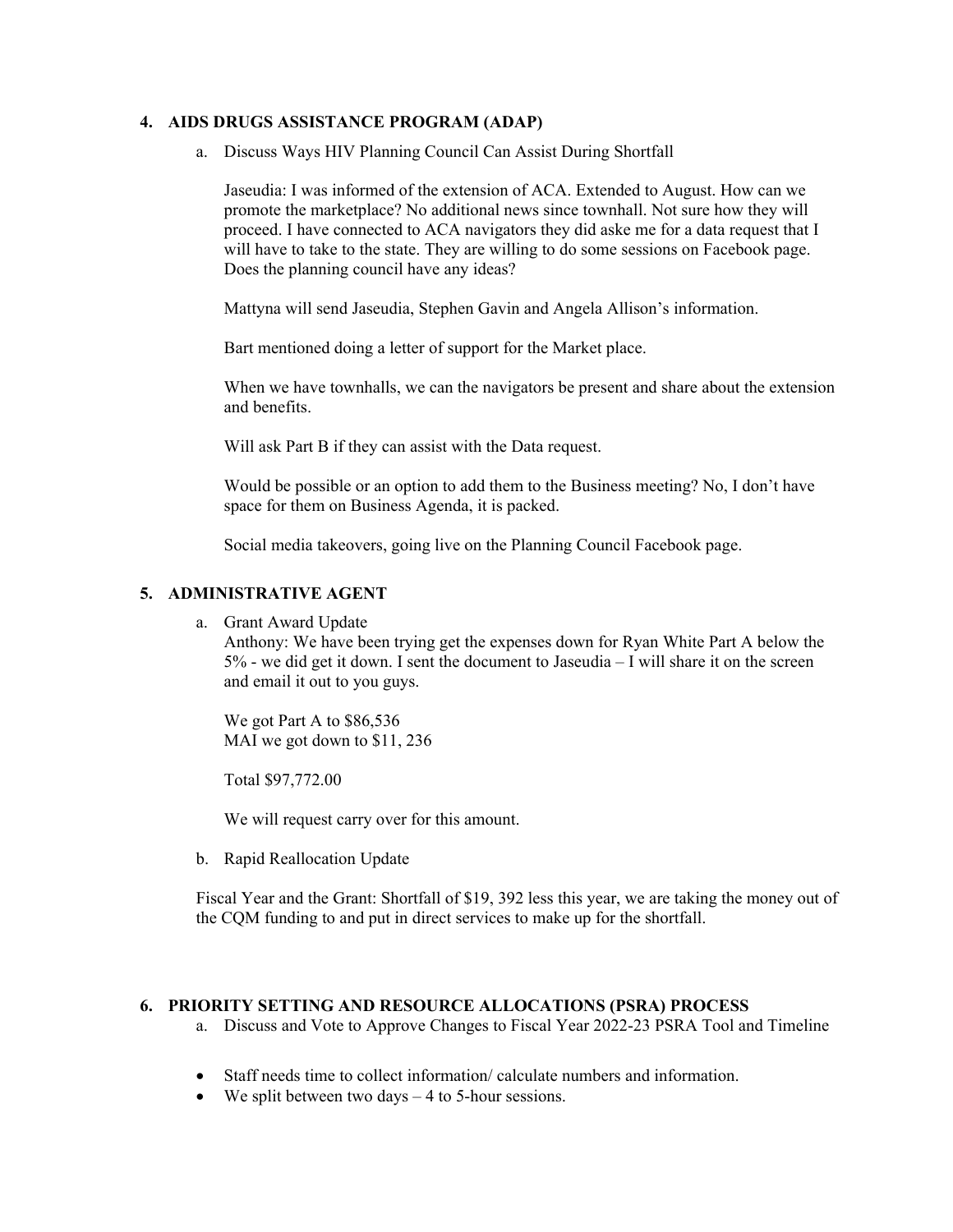## 4. AIDS DRUGS ASSISTANCE PROGRAM (ADAP)

a. Discuss Ways HIV Planning Council Can Assist During Shortfall

Jaseudia: I was informed of the extension of ACA. Extended to August. How can we promote the marketplace? No additional news since townhall. Not sure how they will proceed. I have connected to ACA navigators they did aske me for a data request that I will have to take to the state. They are willing to do some sessions on Facebook page. Does the planning council have any ideas?

Mattyna will send Jaseudia, Stephen Gavin and Angela Allison's information.

Bart mentioned doing a letter of support for the Market place.

When we have townhalls, we can the navigators be present and share about the extension and benefits.

Will ask Part B if they can assist with the Data request.

Would be possible or an option to add them to the Business meeting? No, I don't have space for them on Business Agenda, it is packed.

Social media takeovers, going live on the Planning Council Facebook page.

## 5. ADMINISTRATIVE AGENT

a. Grant Award Update

Anthony: We have been trying get the expenses down for Ryan White Part A below the 5% - we did get it down. I sent the document to Jaseudia – I will share it on the screen and email it out to you guys.

We got Part A to $86,536
MAI we got down to $11, 236

Total $97,772.00

We will request carry over for this amount.

b. Rapid Reallocation Update

Fiscal Year and the Grant: Shortfall of $19, 392 less this year, we are taking the money out of the CQM funding to and put in direct services to make up for the shortfall.

## 6. PRIORITY SETTING AND RESOURCE ALLOCATIONS (PSRA) PROCESS

a. Discuss and Vote to Approve Changes to Fiscal Year 2022-23 PSRA Tool and Timeline

- Staff needs time to collect information/ calculate numbers and information.
- We split between two days – 4 to 5-hour sessions.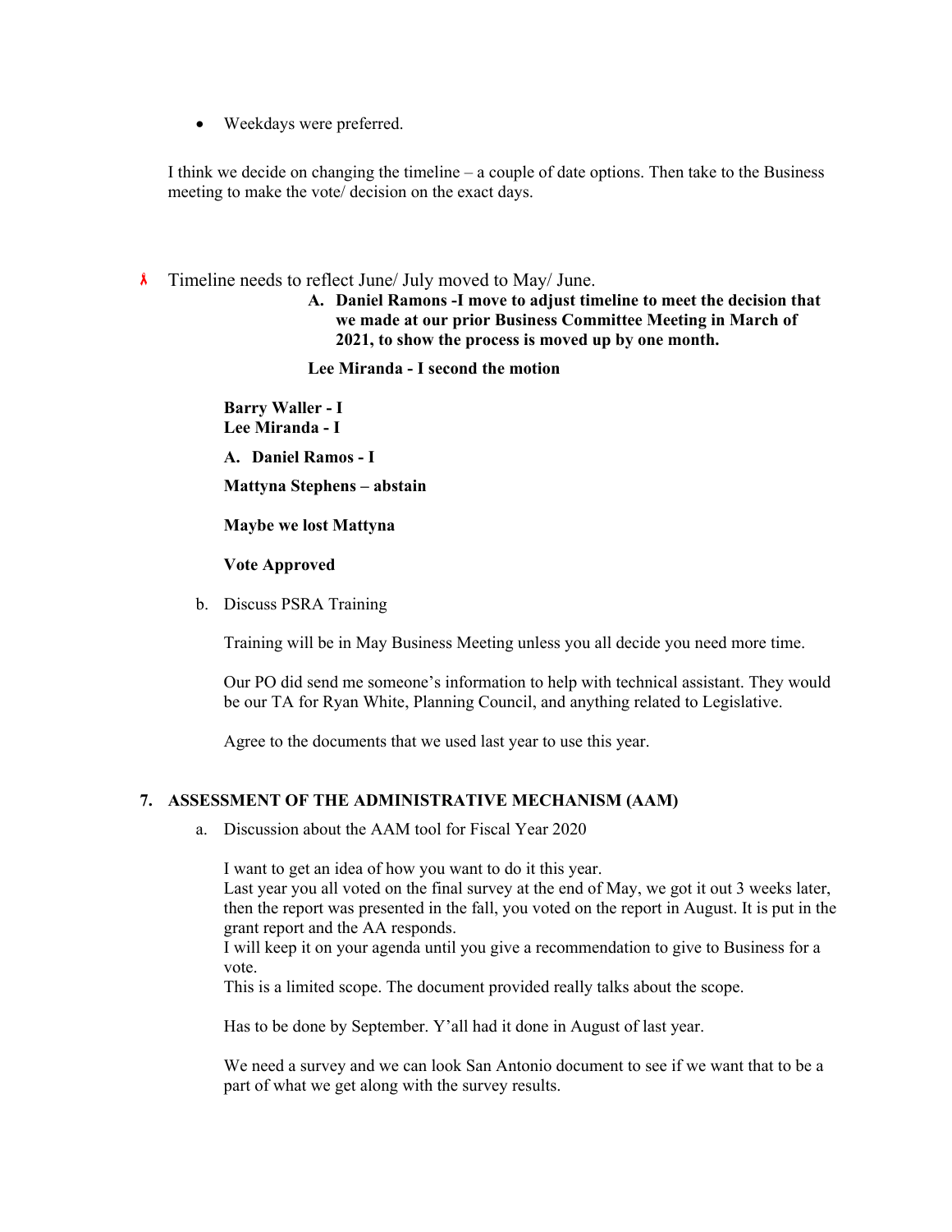- Weekdays were preferred.

I think we decide on changing the timeline – a couple of date options. Then take to the Business meeting to make the vote/ decision on the exact days.

- Timeline needs to reflect June/ July moved to May/ June.

  **A. Daniel Ramons -I move to adjust timeline to meet the decision that we made at our prior Business Committee Meeting in March of 2021, to show the process is moved up by one month.**

  **Lee Miranda - I second the motion**

**Barry Waller - I**
**Lee Miranda - I**

**A. Daniel Ramos - I**

**Mattyna Stephens – abstain**

**Maybe we lost Mattyna**

**Vote Approved**

b. Discuss PSRA Training

Training will be in May Business Meeting unless you all decide you need more time.

Our PO did send me someone's information to help with technical assistant. They would be our TA for Ryan White, Planning Council, and anything related to Legislative.

Agree to the documents that we used last year to use this year.

## 7. ASSESSMENT OF THE ADMINISTRATIVE MECHANISM (AAM)

a. Discussion about the AAM tool for Fiscal Year 2020

I want to get an idea of how you want to do it this year.
Last year you all voted on the final survey at the end of May, we got it out 3 weeks later, then the report was presented in the fall, you voted on the report in August. It is put in the grant report and the AA responds.
I will keep it on your agenda until you give a recommendation to give to Business for a vote.
This is a limited scope. The document provided really talks about the scope.

Has to be done by September. Y'all had it done in August of last year.

We need a survey and we can look San Antonio document to see if we want that to be a part of what we get along with the survey results.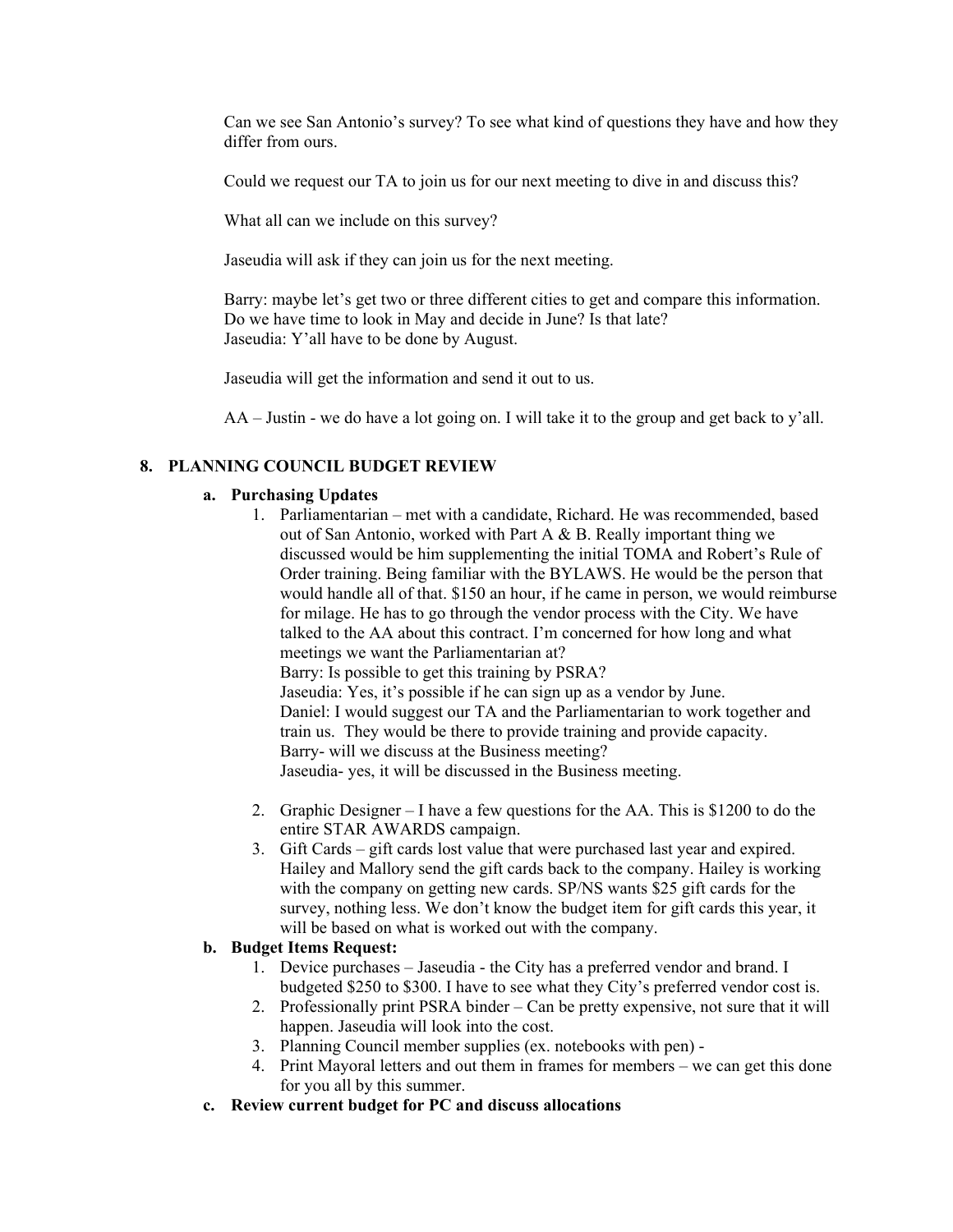Can we see San Antonio's survey? To see what kind of questions they have and how they differ from ours.

Could we request our TA to join us for our next meeting to dive in and discuss this?

What all can we include on this survey?

Jaseudia will ask if they can join us for the next meeting.

Barry: maybe let's get two or three different cities to get and compare this information. Do we have time to look in May and decide in June? Is that late?
Jaseudia: Y'all have to be done by August.

Jaseudia will get the information and send it out to us.

AA – Justin - we do have a lot going on. I will take it to the group and get back to y'all.

## 8. PLANNING COUNCIL BUDGET REVIEW

### a. Purchasing Updates

1. Parliamentarian – met with a candidate, Richard. He was recommended, based out of San Antonio, worked with Part A & B. Really important thing we discussed would be him supplementing the initial TOMA and Robert's Rule of Order training. Being familiar with the BYLAWS. He would be the person that would handle all of that. $150 an hour, if he came in person, we would reimburse for milage. He has to go through the vendor process with the City. We have talked to the AA about this contract. I'm concerned for how long and what meetings we want the Parliamentarian at?
   Barry: Is possible to get this training by PSRA?
   Jaseudia: Yes, it's possible if he can sign up as a vendor by June.
   Daniel: I would suggest our TA and the Parliamentarian to work together and train us. They would be there to provide training and provide capacity.
   Barry- will we discuss at the Business meeting?
   Jaseudia- yes, it will be discussed in the Business meeting.

2. Graphic Designer – I have a few questions for the AA. This is $1200 to do the entire STAR AWARDS campaign.
3. Gift Cards – gift cards lost value that were purchased last year and expired. Hailey and Mallory send the gift cards back to the company. Hailey is working with the company on getting new cards. SP/NS wants $25 gift cards for the survey, nothing less. We don't know the budget item for gift cards this year, it will be based on what is worked out with the company.

### b. Budget Items Request:

1. Device purchases – Jaseudia - the City has a preferred vendor and brand. I budgeted $250 to $300. I have to see what they City's preferred vendor cost is.
2. Professionally print PSRA binder – Can be pretty expensive, not sure that it will happen. Jaseudia will look into the cost.
3. Planning Council member supplies (ex. notebooks with pen) -
4. Print Mayoral letters and out them in frames for members – we can get this done for you all by this summer.

### c. Review current budget for PC and discuss allocations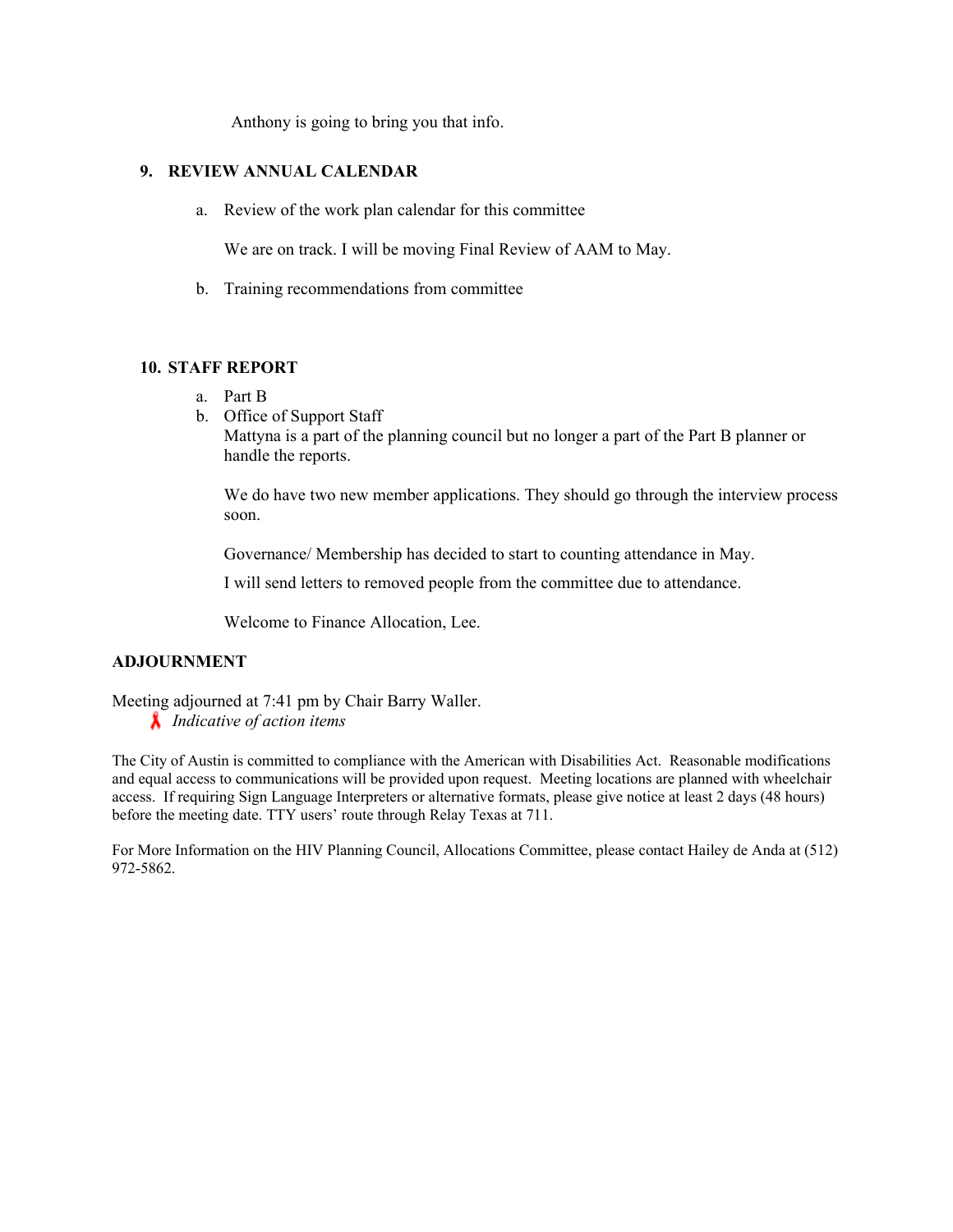Anthony is going to bring you that info.

**9. REVIEW ANNUAL CALENDAR**

a. Review of the work plan calendar for this committee

   We are on track. I will be moving Final Review of AAM to May.

b. Training recommendations from committee

**10. STAFF REPORT**

a. Part B
b. Office of Support Staff
   Mattyna is a part of the planning council but no longer a part of the Part B planner or handle the reports.

   We do have two new member applications. They should go through the interview process soon.

   Governance/ Membership has decided to start to counting attendance in May.

   I will send letters to removed people from the committee due to attendance.

   Welcome to Finance Allocation, Lee.

**ADJOURNMENT**

Meeting adjourned at 7:41 pm by Chair Barry Waller.

*Indicative of action items*

The City of Austin is committed to compliance with the American with Disabilities Act. Reasonable modifications and equal access to communications will be provided upon request. Meeting locations are planned with wheelchair access. If requiring Sign Language Interpreters or alternative formats, please give notice at least 2 days (48 hours) before the meeting date. TTY users' route through Relay Texas at 711.

For More Information on the HIV Planning Council, Allocations Committee, please contact Hailey de Anda at (512) 972-5862.